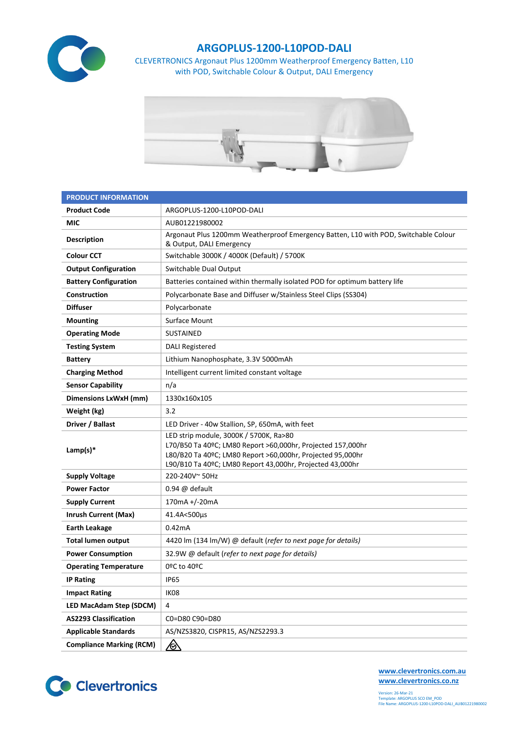# ARGOPLUS-1200-L10POD-DALI

CLEVERTRONICS Argonaut Plus 1200mm Weatherproof Emergency Batten, L10 with POD, Switchable Colour & Output, DALI Emergency

| PRODUCT INFORMATION | |
|---|---|
| **Product Code** | ARGOPLUS-1200-L10POD-DALI |
| **MIC** | AUB01221980002 |
| **Description** | Argonaut Plus 1200mm Weatherproof Emergency Batten, L10 with POD, Switchable Colour & Output, DALI Emergency |
| **Colour CCT** | Switchable 3000K / 4000K (Default) / 5700K |
| **Output Configuration** | Switchable Dual Output |
| **Battery Configuration** | Batteries contained within thermally isolated POD for optimum battery life |
| **Construction** | Polycarbonate Base and Diffuser w/Stainless Steel Clips (SS304) |
| **Diffuser** | Polycarbonate |
| **Mounting** | Surface Mount |
| **Operating Mode** | SUSTAINED |
| **Testing System** | DALI Registered |
| **Battery** | Lithium Nanophosphate, 3.3V 5000mAh |
| **Charging Method** | Intelligent current limited constant voltage |
| **Sensor Capability** | n/a |
| **Dimensions LxWxH (mm)** | 1330x160x105 |
| **Weight (kg)** | 3.2 |
| **Driver / Ballast** | LED Driver - 40w Stallion, SP, 650mA, with feet |
| **Lamp(s)*** | LED strip module, 3000K / 5700K, Ra>80<br>L70/B50 Ta 40ºC; LM80 Report >60,000hr, Projected 157,000hr<br>L80/B20 Ta 40ºC; LM80 Report >60,000hr, Projected 95,000hr<br>L90/B10 Ta 40ºC; LM80 Report 43,000hr, Projected 43,000hr |
| **Supply Voltage** | 220-240V~ 50Hz |
| **Power Factor** | 0.94 @ default |
| **Supply Current** | 170mA +/-20mA |
| **Inrush Current (Max)** | 41.4A<500µs |
| **Earth Leakage** | 0.42mA |
| **Total lumen output** | 4420 lm (134 lm/W) @ default (*refer to next page for details)* |
| **Power Consumption** | 32.9W @ default (*refer to next page for details)* |
| **Operating Temperature** | 0ºC to 40ºC |
| **IP Rating** | IP65 |
| **Impact Rating** | IK08 |
| **LED MacAdam Step (SDCM)** | 4 |
| **AS2293 Classification** | C0=D80 C90=D80 |
| **Applicable Standards** | AS/NZS3820, CISPR15, AS/NZS2293.3 |
| **Compliance Marking (RCM)** | |

www.clevertronics.com.au
www.clevertronics.co.nz

Version: 26-Mar-21
Template: ARGOPLUS SCO EM_POD
File Name: ARGOPLUS-1200-L10POD-DALI_AUB01221980002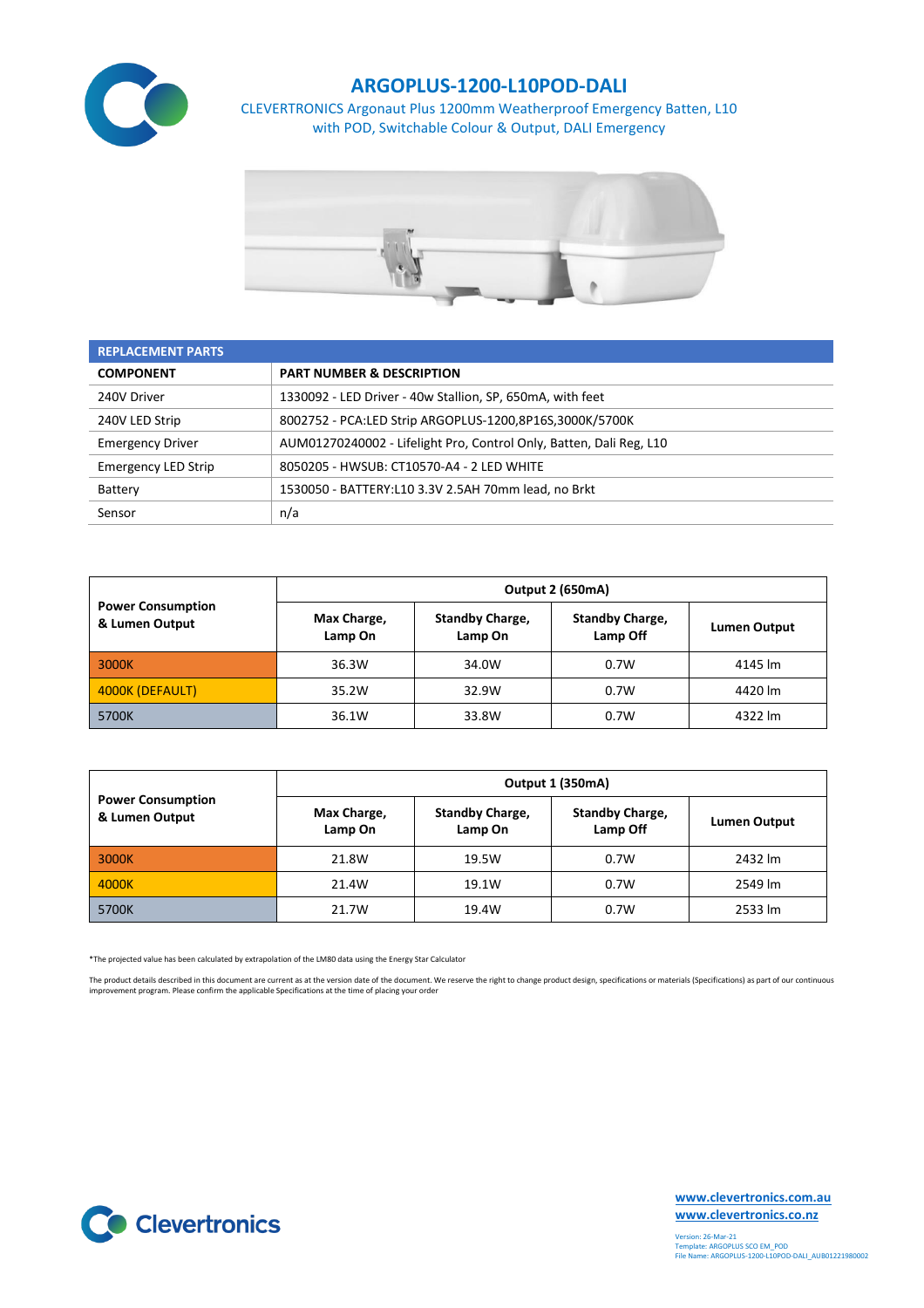# ARGOPLUS-1200-L10POD-DALI

CLEVERTRONICS Argonaut Plus 1200mm Weatherproof Emergency Batten, L10 with POD, Switchable Colour & Output, DALI Emergency

| REPLACEMENT PARTS | |
|---|---|
| **COMPONENT** | **PART NUMBER & DESCRIPTION** |
| 240V Driver | 1330092 - LED Driver - 40w Stallion, SP, 650mA, with feet |
| 240V LED Strip | 8002752 - PCA:LED Strip ARGOPLUS-1200,8P16S,3000K/5700K |
| Emergency Driver | AUM01270240002 - Lifelight Pro, Control Only, Batten, Dali Reg, L10 |
| Emergency LED Strip | 8050205 - HWSUB: CT10570-A4 - 2 LED WHITE |
| Battery | 1530050 - BATTERY:L10 3.3V 2.5AH 70mm lead, no Brkt |
| Sensor | n/a |

| Power Consumption & Lumen Output | Output 2 (650mA) | | | |
|---|---|---|---|---|
| | Max Charge, Lamp On | Standby Charge, Lamp On | Standby Charge, Lamp Off | Lumen Output |
| 3000K | 36.3W | 34.0W | 0.7W | 4145 lm |
| 4000K (DEFAULT) | 35.2W | 32.9W | 0.7W | 4420 lm |
| 5700K | 36.1W | 33.8W | 0.7W | 4322 lm |

| Power Consumption & Lumen Output | Output 1 (350mA) | | | |
|---|---|---|---|---|
| | Max Charge, Lamp On | Standby Charge, Lamp On | Standby Charge, Lamp Off | Lumen Output |
| 3000K | 21.8W | 19.5W | 0.7W | 2432 lm |
| 4000K | 21.4W | 19.1W | 0.7W | 2549 lm |
| 5700K | 21.7W | 19.4W | 0.7W | 2533 lm |

*The projected value has been calculated by extrapolation of the LM80 data using the Energy Star Calculator

The product details described in this document are current as at the version date of the document. We reserve the right to change product design, specifications or materials (Specifications) as part of our continuous improvement program. Please confirm the applicable Specifications at the time of placing your order

www.clevertronics.com.au
www.clevertronics.co.nz

Version: 26-Mar-21
Template: ARGOPLUS SCO EM_POD
File Name: ARGOPLUS-1200-L10POD-DALI_AUB01221980002